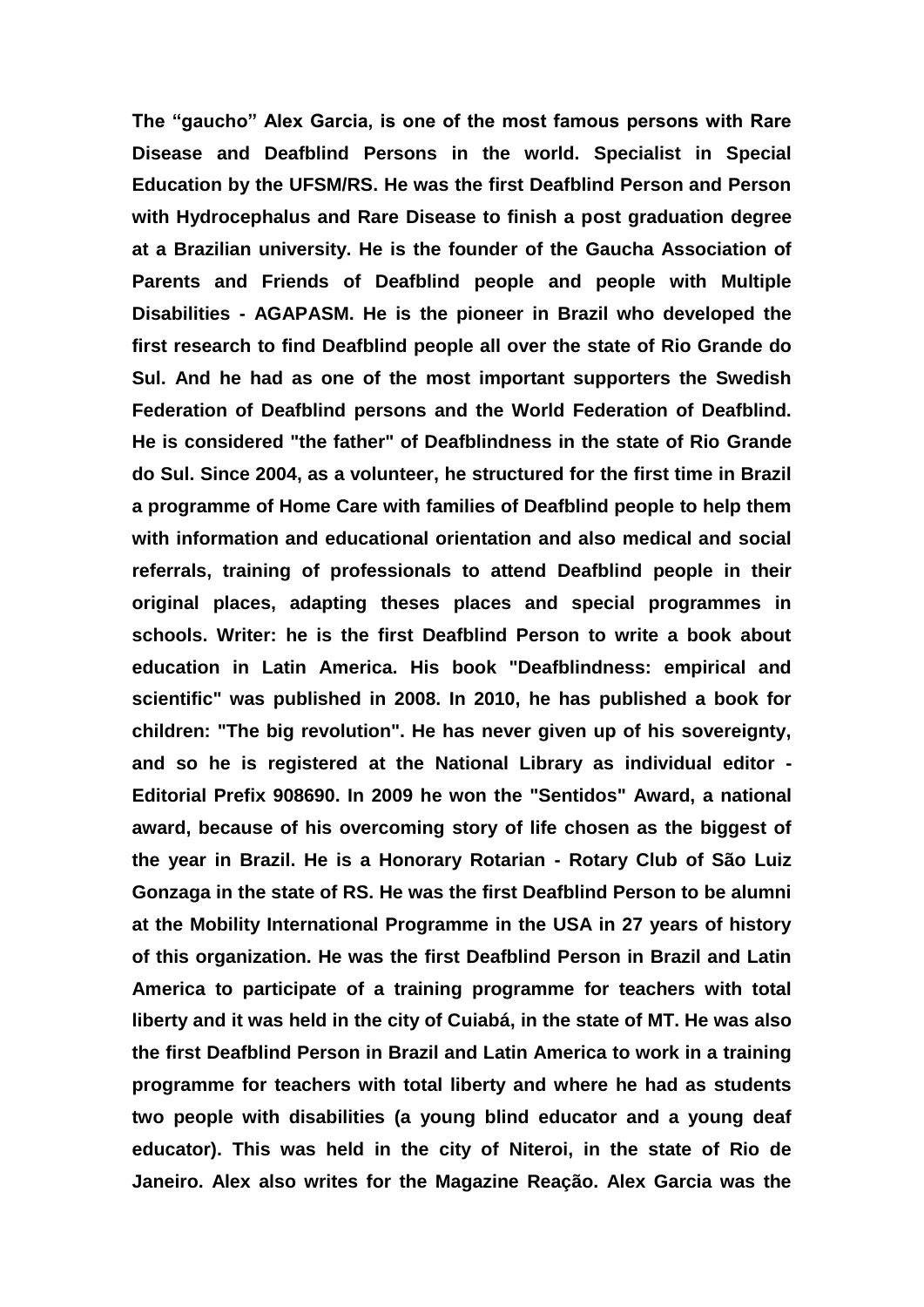**The “gaucho” Alex Garcia, is one of the most famous persons with Rare Disease and Deafblind Persons in the world. Specialist in Special Education by the UFSM/RS. He was the first Deafblind Person and Person with Hydrocephalus and Rare Disease to finish a post graduation degree at a Brazilian university. He is the founder of the Gaucha Association of Parents and Friends of Deafblind people and people with Multiple Disabilities - AGAPASM. He is the pioneer in Brazil who developed the first research to find Deafblind people all over the state of Rio Grande do Sul. And he had as one of the most important supporters the Swedish Federation of Deafblind persons and the World Federation of Deafblind. He is considered "the father" of Deafblindness in the state of Rio Grande do Sul. Since 2004, as a volunteer, he structured for the first time in Brazil a programme of Home Care with families of Deafblind people to help them with information and educational orientation and also medical and social referrals, training of professionals to attend Deafblind people in their original places, adapting theses places and special programmes in schools. Writer: he is the first Deafblind Person to write a book about education in Latin America. His book "Deafblindness: empirical and scientific" was published in 2008. In 2010, he has published a book for children: "The big revolution". He has never given up of his sovereignty, and so he is registered at the National Library as individual editor - Editorial Prefix 908690. In 2009 he won the "Sentidos" Award, a national award, because of his overcoming story of life chosen as the biggest of the year in Brazil. He is a Honorary Rotarian - Rotary Club of São Luiz Gonzaga in the state of RS. He was the first Deafblind Person to be alumni at the Mobility International Programme in the USA in 27 years of history of this organization. He was the first Deafblind Person in Brazil and Latin America to participate of a training programme for teachers with total liberty and it was held in the city of Cuiabá, in the state of MT. He was also the first Deafblind Person in Brazil and Latin America to work in a training programme for teachers with total liberty and where he had as students two people with disabilities (a young blind educator and a young deaf educator). This was held in the city of Niteroi, in the state of Rio de Janeiro. Alex also writes for the Magazine Reação. Alex Garcia was the**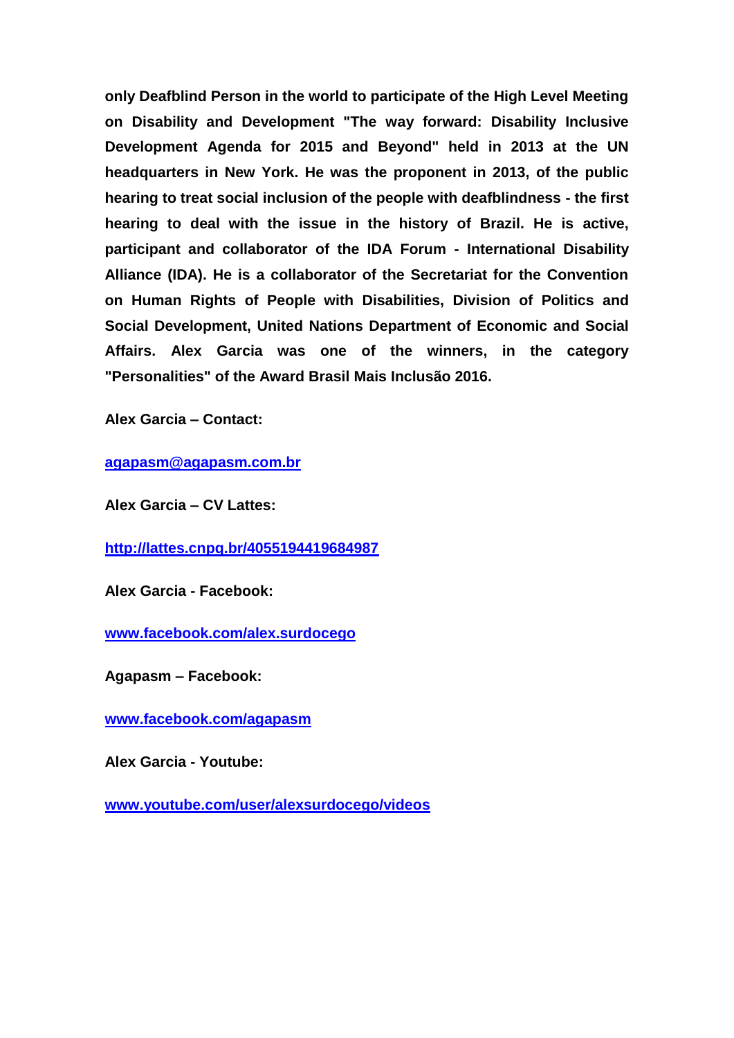**only Deafblind Person in the world to participate of the High Level Meeting on Disability and Development "The way forward: Disability Inclusive Development Agenda for 2015 and Beyond" held in 2013 at the UN headquarters in New York. He was the proponent in 2013, of the public hearing to treat social inclusion of the people with deafblindness - the first hearing to deal with the issue in the history of Brazil. He is active, participant and collaborator of the IDA Forum - International Disability Alliance (IDA). He is a collaborator of the Secretariat for the Convention on Human Rights of People with Disabilities, Division of Politics and Social Development, United Nations Department of Economic and Social Affairs. Alex Garcia was one of the winners, in the category "Personalities" of the Award Brasil Mais Inclusão 2016.**

**Alex Garcia – Contact:**

**[agapasm@agapasm.com.br](mailto:agapasm@agapasm.com.br)**

**Alex Garcia – CV Lattes:**

**[http://lattes.cnpq.br/4055194419684987](http://lattes.cnpq.br/4055194419684987)**

**Alex Garcia - Facebook:**

**[www.facebook.com/alex.surdocego](http://www.facebook.com/alex.surdocego)**

**Agapasm – Facebook:**

**[www.facebook.com/agapasm](http://www.facebook.com/agapasm)**

**Alex Garcia - Youtube:**

**[www.youtube.com/user/alexsurdocego/videos](http://www.youtube.com/user/alexsurdocego/videos)**